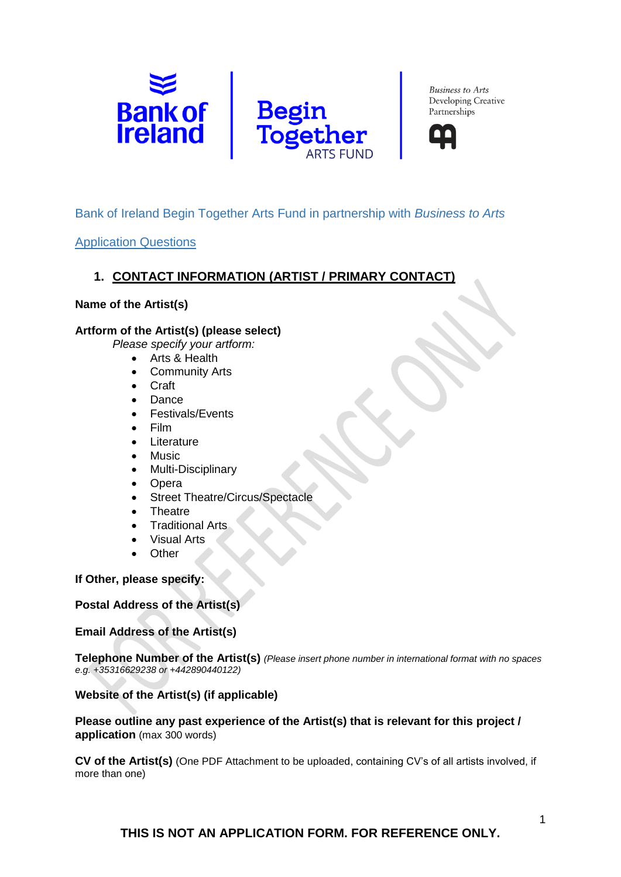Bank of Ireland Begin Together Arts Fund in partnership with *Business to Arts*

Application Questions

## 1. CONTACT INFORMATION (ARTIST / PRIMARY CONTACT)

**Name of the Artist(s)**

**Artform of the Artist(s) (please select)**

*Please specify your artform:*

- Arts & Health
- Community Arts
- Craft
- Dance
- Festivals/Events
- Film
- Literature
- Music
- Multi-Disciplinary
- Opera
- Street Theatre/Circus/Spectacle
- Theatre
- Traditional Arts
- Visual Arts
- Other

**If Other, please specify:**

**Postal Address of the Artist(s)**

**Email Address of the Artist(s)**

**Telephone Number of the Artist(s)** *(Please insert phone number in international format with no spaces e.g. +35316629238 or +442890440122)*

**Website of the Artist(s) (if applicable)**

**Please outline any past experience of the Artist(s) that is relevant for this project / application** (max 300 words)

**CV of the Artist(s)** (One PDF Attachment to be uploaded, containing CV's of all artists involved, if more than one)

**THIS IS NOT AN APPLICATION FORM. FOR REFERENCE ONLY.**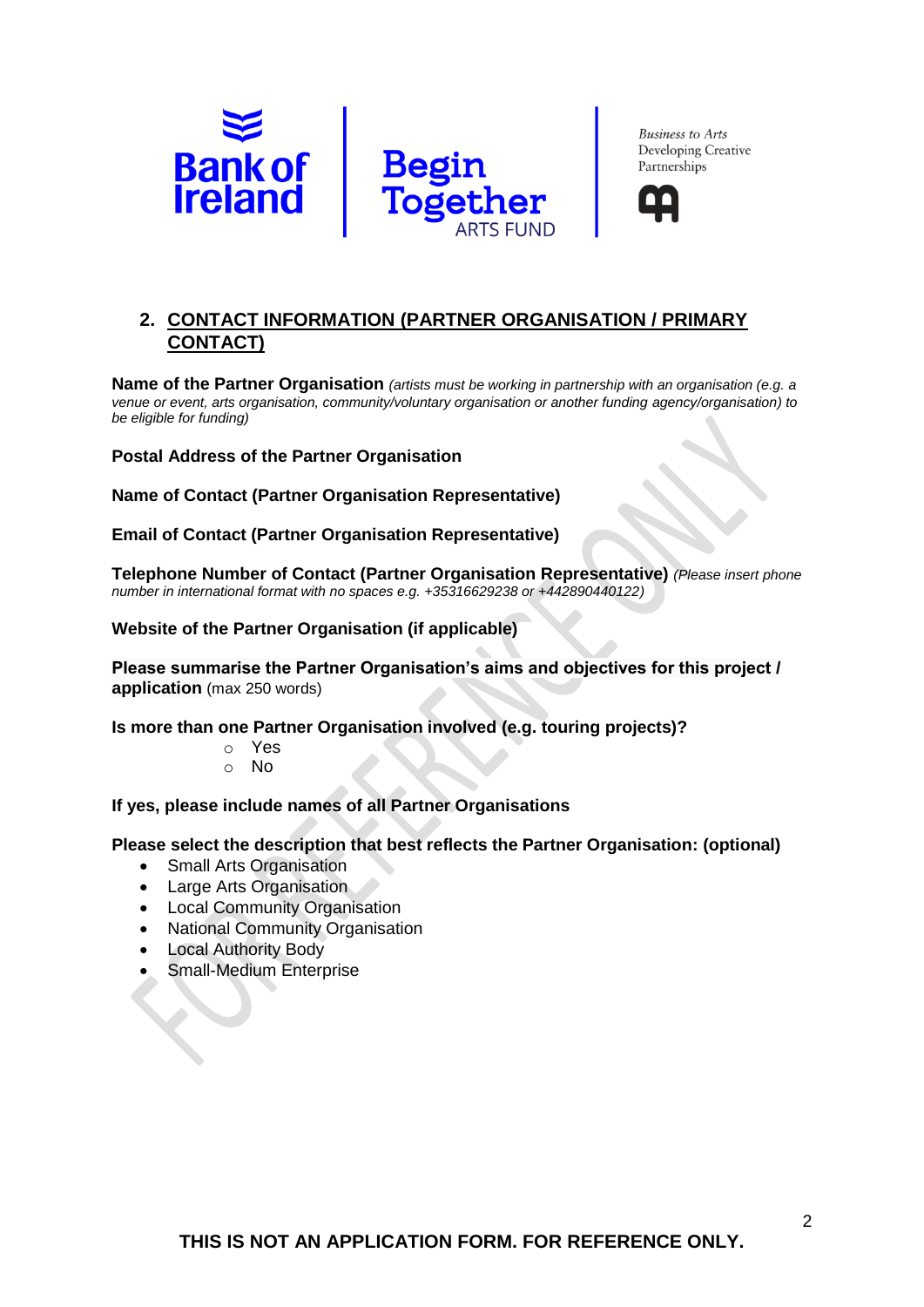## 2. CONTACT INFORMATION (PARTNER ORGANISATION / PRIMARY CONTACT)

**Name of the Partner Organisation** *(artists must be working in partnership with an organisation (e.g. a venue or event, arts organisation, community/voluntary organisation or another funding agency/organisation) to be eligible for funding)*

**Postal Address of the Partner Organisation**

**Name of Contact (Partner Organisation Representative)**

**Email of Contact (Partner Organisation Representative)**

**Telephone Number of Contact (Partner Organisation Representative)** *(Please insert phone number in international format with no spaces e.g. +35316629238 or +442890440122)*

**Website of the Partner Organisation (if applicable)**

**Please summarise the Partner Organisation's aims and objectives for this project / application** (max 250 words)

**Is more than one Partner Organisation involved (e.g. touring projects)?**

- Yes
- No

**If yes, please include names of all Partner Organisations**

**Please select the description that best reflects the Partner Organisation: (optional)**

- Small Arts Organisation
- Large Arts Organisation
- Local Community Organisation
- National Community Organisation
- Local Authority Body
- Small-Medium Enterprise

**THIS IS NOT AN APPLICATION FORM. FOR REFERENCE ONLY.**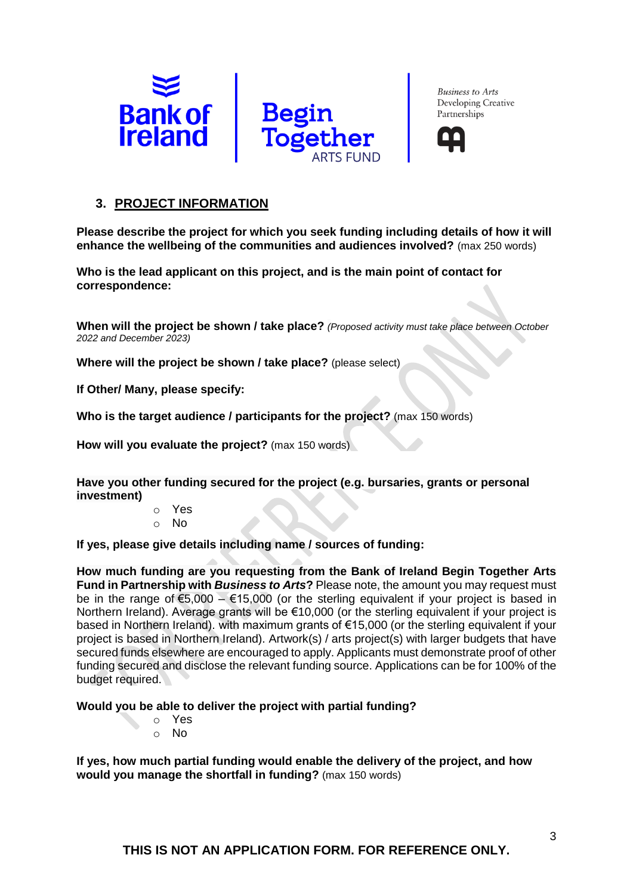## 3. PROJECT INFORMATION

**Please describe the project for which you seek funding including details of how it will enhance the wellbeing of the communities and audiences involved?** (max 250 words)

**Who is the lead applicant on this project, and is the main point of contact for correspondence:**

**When will the project be shown / take place?** *(Proposed activity must take place between October 2022 and December 2023)*

**Where will the project be shown / take place?** (please select)

**If Other/ Many, please specify:**

**Who is the target audience / participants for the project?** (max 150 words)

**How will you evaluate the project?** (max 150 words)

**Have you other funding secured for the project (e.g. bursaries, grants or personal investment)**

- Yes
- No

**If yes, please give details including name / sources of funding:**

**How much funding are you requesting from the Bank of Ireland Begin Together Arts Fund in Partnership with *Business to Arts*?** Please note, the amount you may request must be in the range of €5,000 – €15,000 (or the sterling equivalent if your project is based in Northern Ireland). Average grants will be €10,000 (or the sterling equivalent if your project is based in Northern Ireland). with maximum grants of €15,000 (or the sterling equivalent if your project is based in Northern Ireland). Artwork(s) / arts project(s) with larger budgets that have secured funds elsewhere are encouraged to apply. Applicants must demonstrate proof of other funding secured and disclose the relevant funding source. Applications can be for 100% of the budget required.

**Would you be able to deliver the project with partial funding?**

- Yes
- No

**If yes, how much partial funding would enable the delivery of the project, and how would you manage the shortfall in funding?** (max 150 words)

**THIS IS NOT AN APPLICATION FORM. FOR REFERENCE ONLY.**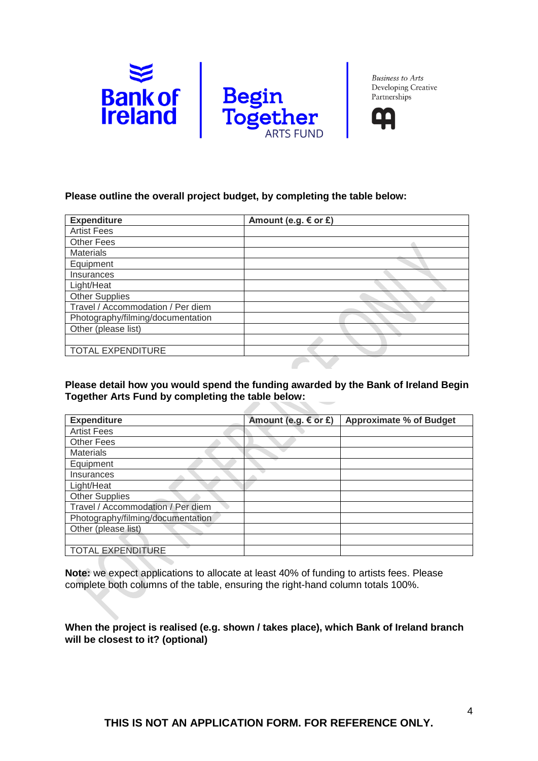**Please outline the overall project budget, by completing the table below:**

| Expenditure | Amount (e.g. € or £) |
|---|---|
| Artist Fees | |
| Other Fees | |
| Materials | |
| Equipment | |
| Insurances | |
| Light/Heat | |
| Other Supplies | |
| Travel / Accommodation / Per diem | |
| Photography/filming/documentation | |
| Other (please list) | |
| | |
| TOTAL EXPENDITURE | |

**Please detail how you would spend the funding awarded by the Bank of Ireland Begin Together Arts Fund by completing the table below:**

| Expenditure | Amount (e.g. € or £) | Approximate % of Budget |
|---|---|---|
| Artist Fees | | |
| Other Fees | | |
| Materials | | |
| Equipment | | |
| Insurances | | |
| Light/Heat | | |
| Other Supplies | | |
| Travel / Accommodation / Per diem | | |
| Photography/filming/documentation | | |
| Other (please list) | | |
| | | |
| TOTAL EXPENDITURE | | |

**Note:** we expect applications to allocate at least 40% of funding to artists fees. Please complete both columns of the table, ensuring the right-hand column totals 100%.

**When the project is realised (e.g. shown / takes place), which Bank of Ireland branch will be closest to it? (optional)**

**THIS IS NOT AN APPLICATION FORM. FOR REFERENCE ONLY.**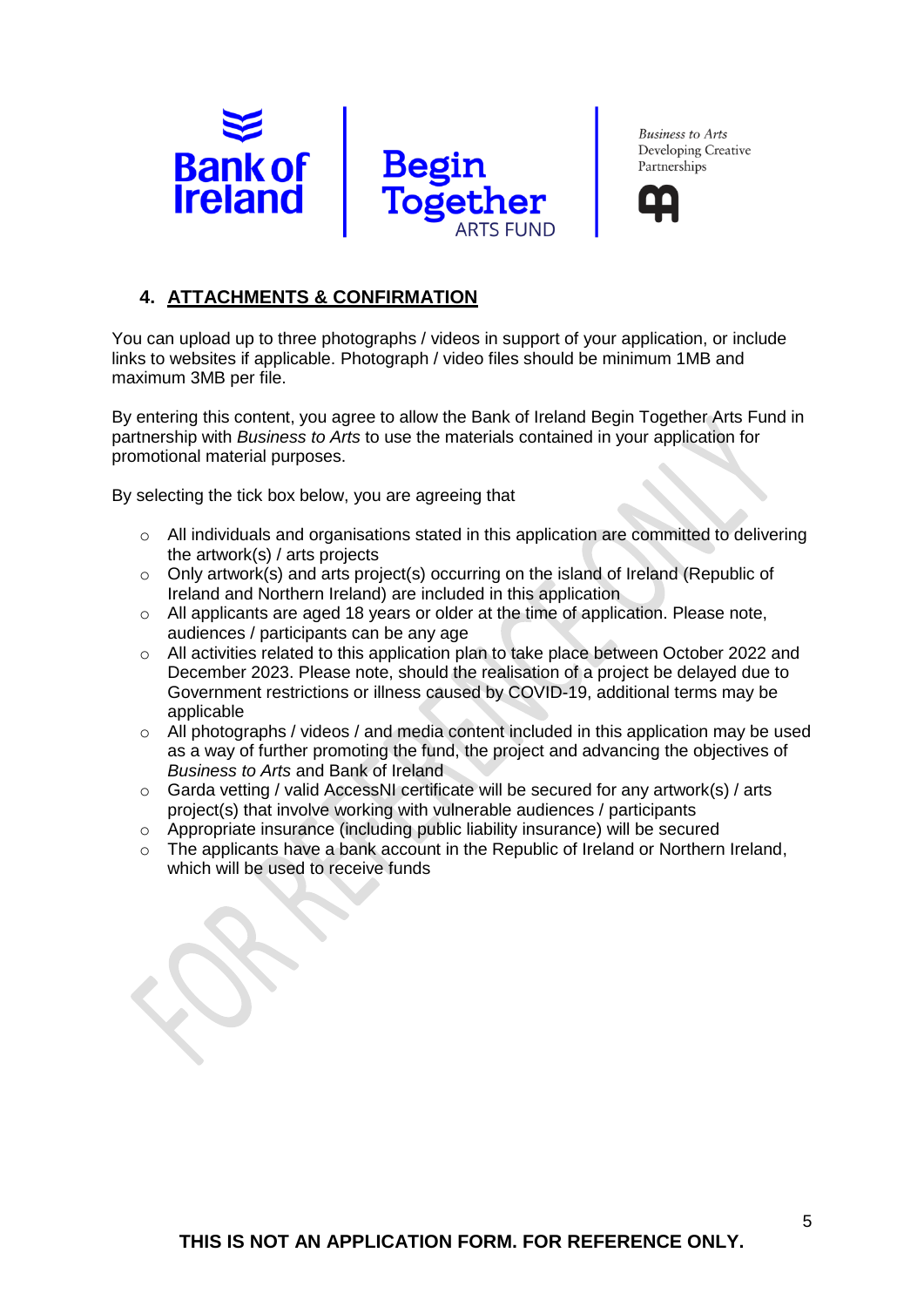## 4. ATTACHMENTS & CONFIRMATION

You can upload up to three photographs / videos in support of your application, or include links to websites if applicable. Photograph / video files should be minimum 1MB and maximum 3MB per file.

By entering this content, you agree to allow the Bank of Ireland Begin Together Arts Fund in partnership with *Business to Arts* to use the materials contained in your application for promotional material purposes.

By selecting the tick box below, you are agreeing that

- All individuals and organisations stated in this application are committed to delivering the artwork(s) / arts projects
- Only artwork(s) and arts project(s) occurring on the island of Ireland (Republic of Ireland and Northern Ireland) are included in this application
- All applicants are aged 18 years or older at the time of application. Please note, audiences / participants can be any age
- All activities related to this application plan to take place between October 2022 and December 2023. Please note, should the realisation of a project be delayed due to Government restrictions or illness caused by COVID-19, additional terms may be applicable
- All photographs / videos / and media content included in this application may be used as a way of further promoting the fund, the project and advancing the objectives of *Business to Arts* and Bank of Ireland
- Garda vetting / valid AccessNI certificate will be secured for any artwork(s) / arts project(s) that involve working with vulnerable audiences / participants
- Appropriate insurance (including public liability insurance) will be secured
- The applicants have a bank account in the Republic of Ireland or Northern Ireland, which will be used to receive funds

**THIS IS NOT AN APPLICATION FORM. FOR REFERENCE ONLY.**